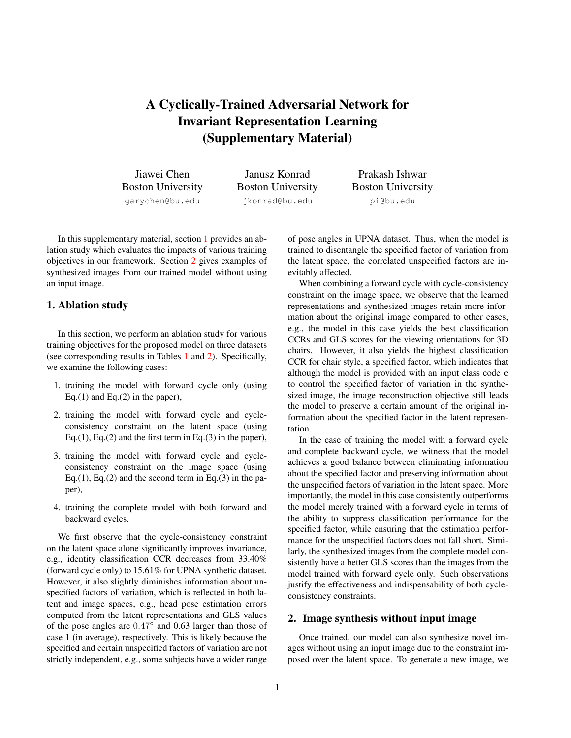# A Cyclically-Trained Adversarial Network for Invariant Representation Learning (Supplementary Material)

Jiawei Chen
Boston University
garychen@bu.edu

Janusz Konrad
Boston University
jkonrad@bu.edu

Prakash Ishwar
Boston University
pi@bu.edu

In this supplementary material, section 1 provides an ablation study which evaluates the impacts of various training objectives in our framework. Section 2 gives examples of synthesized images from our trained model without using an input image.

## 1. Ablation study

In this section, we perform an ablation study for various training objectives for the proposed model on three datasets (see corresponding results in Tables 1 and 2). Specifically, we examine the following cases:

1. training the model with forward cycle only (using Eq.(1) and Eq.(2) in the paper),
2. training the model with forward cycle and cycle-consistency constraint on the latent space (using Eq.(1), Eq.(2) and the first term in Eq.(3) in the paper),
3. training the model with forward cycle and cycle-consistency constraint on the image space (using Eq.(1), Eq.(2) and the second term in Eq.(3) in the paper),
4. training the complete model with both forward and backward cycles.

We first observe that the cycle-consistency constraint on the latent space alone significantly improves invariance, e.g., identity classification CCR decreases from 33.40% (forward cycle only) to 15.61% for UPNA synthetic dataset. However, it also slightly diminishes information about unspecified factors of variation, which is reflected in both latent and image spaces, e.g., head pose estimation errors computed from the latent representations and GLS values of the pose angles are $0.47^{\circ}$ and 0.63 larger than those of case 1 (in average), respectively. This is likely because the specified and certain unspecified factors of variation are not strictly independent, e.g., some subjects have a wider range of pose angles in UPNA dataset. Thus, when the model is trained to disentangle the specified factor of variation from the latent space, the correlated unspecified factors are inevitably affected.

When combining a forward cycle with cycle-consistency constraint on the image space, we observe that the learned representations and synthesized images retain more information about the original image compared to other cases, e.g., the model in this case yields the best classification CCRs and GLS scores for the viewing orientations for 3D chairs. However, it also yields the highest classification CCR for chair style, a specified factor, which indicates that although the model is provided with an input class code $\mathbf{c}$ to control the specified factor of variation in the synthesized image, the image reconstruction objective still leads the model to preserve a certain amount of the original information about the specified factor in the latent representation.

In the case of training the model with a forward cycle and complete backward cycle, we witness that the model achieves a good balance between eliminating information about the specified factor and preserving information about the unspecified factors of variation in the latent space. More importantly, the model in this case consistently outperforms the model merely trained with a forward cycle in terms of the ability to suppress classification performance for the specified factor, while ensuring that the estimation performance for the unspecified factors does not fall short. Similarly, the synthesized images from the complete model consistently have a better GLS scores than the images from the model trained with forward cycle only. Such observations justify the effectiveness and indispensability of both cycle-consistency constraints.

## 2. Image synthesis without input image

Once trained, our model can also synthesize novel images without using an input image due to the constraint imposed over the latent space. To generate a new image, we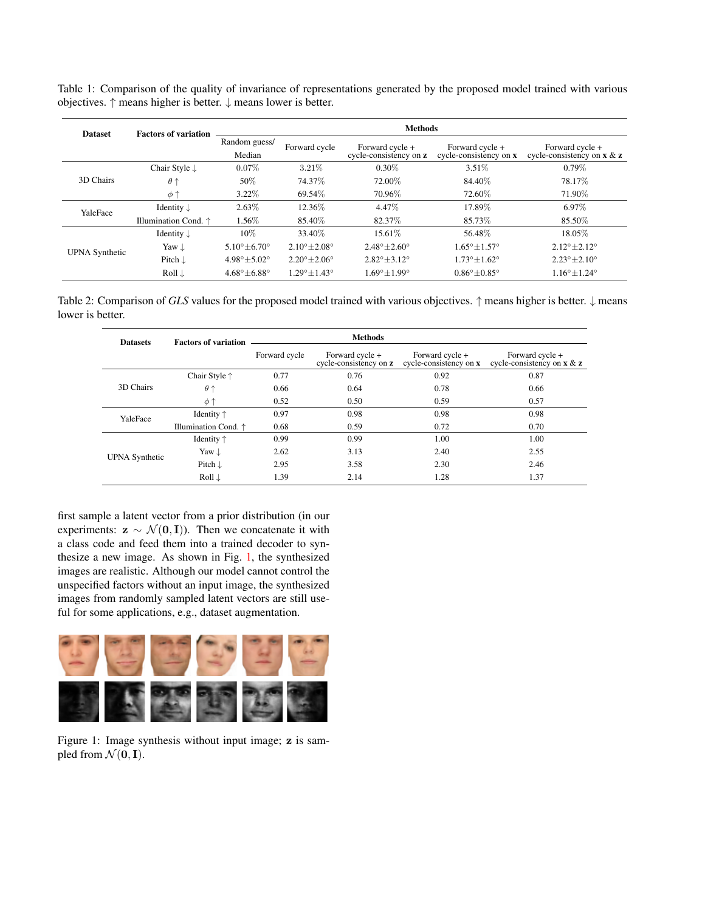Table 1: Comparison of the quality of invariance of representations generated by the proposed model trained with various objectives. ↑ means higher is better. ↓ means lower is better.

| Dataset | Factors of variation | Methods | | | | |
|---|---|---|---|---|---|---|
| | | Random guess/ Median | Forward cycle | Forward cycle + cycle-consistency on $\mathbf{z}$ | Forward cycle + cycle-consistency on $\mathbf{x}$ | Forward cycle + cycle-consistency on $\mathbf{x}$ & $\mathbf{z}$ |
| 3D Chairs | Chair Style ↓ | 0.07% | 3.21% | 0.30% | 3.51% | 0.79% |
| | $\theta$ ↑ | 50% | 74.37% | 72.00% | 84.40% | 78.17% |
| | $\phi$ ↑ | 3.22% | 69.54% | 70.96% | 72.60% | 71.90% |
| YaleFace | Identity ↓ | 2.63% | 12.36% | 4.47% | 17.89% | 6.97% |
| | Illumination Cond. ↑ | 1.56% | 85.40% | 82.37% | 85.73% | 85.50% |
| UPNA Synthetic | Identity ↓ | 10% | 33.40% | 15.61% | 56.48% | 18.05% |
| | Yaw ↓ | $5.10° \pm 6.70°$ | $2.10° \pm 2.08°$ | $2.48° \pm 2.60°$ | $1.65° \pm 1.57°$ | $2.12° \pm 2.12°$ |
| | Pitch ↓ | $4.98° \pm 5.02°$ | $2.20° \pm 2.06°$ | $2.82° \pm 3.12°$ | $1.73° \pm 1.62°$ | $2.23° \pm 2.10°$ |
| | Roll ↓ | $4.68° \pm 6.88°$ | $1.29° \pm 1.43°$ | $1.69° \pm 1.99°$ | $0.86° \pm 0.85°$ | $1.16° \pm 1.24°$ |

Table 2: Comparison of *GLS* values for the proposed model trained with various objectives. ↑ means higher is better. ↓ means lower is better.

| Datasets | Factors of variation | Methods | | | |
|---|---|---|---|---|---|
| | | Forward cycle | Forward cycle + cycle-consistency on $\mathbf{z}$ | Forward cycle + cycle-consistency on $\mathbf{x}$ | Forward cycle + cycle-consistency on $\mathbf{x}$ & $\mathbf{z}$ |
| 3D Chairs | Chair Style ↑ | 0.77 | 0.76 | 0.92 | 0.87 |
| | $\theta$ ↑ | 0.66 | 0.64 | 0.78 | 0.66 |
| | $\phi$ ↑ | 0.52 | 0.50 | 0.59 | 0.57 |
| YaleFace | Identity ↑ | 0.97 | 0.98 | 0.98 | 0.98 |
| | Illumination Cond. ↑ | 0.68 | 0.59 | 0.72 | 0.70 |
| UPNA Synthetic | Identity ↑ | 0.99 | 0.99 | 1.00 | 1.00 |
| | Yaw ↓ | 2.62 | 3.13 | 2.40 | 2.55 |
| | Pitch ↓ | 2.95 | 3.58 | 2.30 | 2.46 |
| | Roll ↓ | 1.39 | 2.14 | 1.28 | 1.37 |

first sample a latent vector from a prior distribution (in our experiments: $\mathbf{z} \sim \mathcal{N}(\mathbf{0}, \mathbf{I})$). Then we concatenate it with a class code and feed them into a trained decoder to synthesize a new image. As shown in Fig. 1, the synthesized images are realistic. Although our model cannot control the unspecified factors without an input image, the synthesized images from randomly sampled latent vectors are still useful for some applications, e.g., dataset augmentation.

Figure 1: Image synthesis without input image; $\mathbf{z}$ is sampled from $\mathcal{N}(\mathbf{0}, \mathbf{I})$.